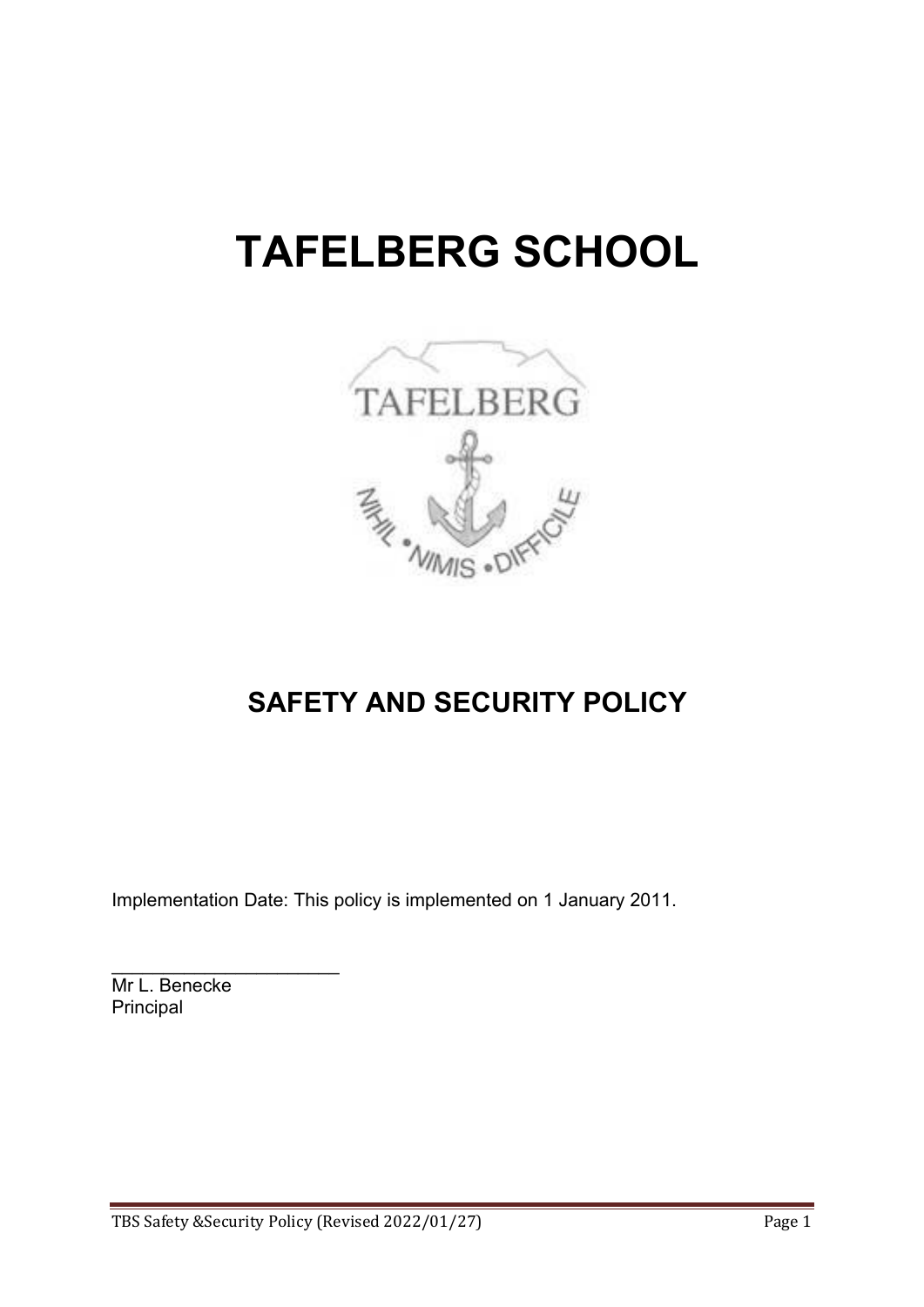# TAFELBERG SCHOOL

## SAFETY AND SECURITY POLICY

Implementation Date: This policy is implemented on 1 January 2011.

\_\_\_\_\_\_\_\_\_\_\_\_\_\_\_\_\_\_\_\_\_\_

Mr L. Benecke
Principal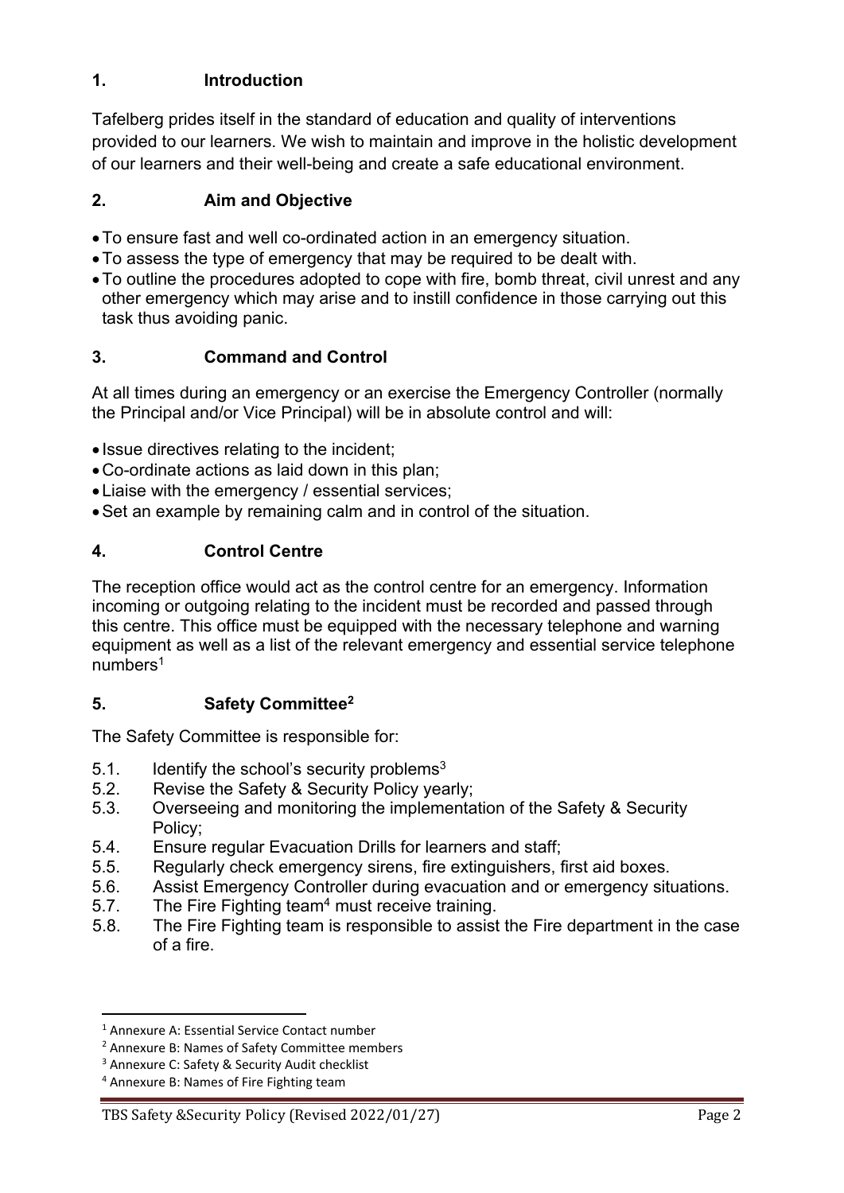## 1. Introduction

Tafelberg prides itself in the standard of education and quality of interventions provided to our learners. We wish to maintain and improve in the holistic development of our learners and their well-being and create a safe educational environment.

## 2. Aim and Objective

- To ensure fast and well co-ordinated action in an emergency situation.
- To assess the type of emergency that may be required to be dealt with.
- To outline the procedures adopted to cope with fire, bomb threat, civil unrest and any other emergency which may arise and to instill confidence in those carrying out this task thus avoiding panic.

## 3. Command and Control

At all times during an emergency or an exercise the Emergency Controller (normally the Principal and/or Vice Principal) will be in absolute control and will:

- Issue directives relating to the incident;
- Co-ordinate actions as laid down in this plan;
- Liaise with the emergency / essential services;
- Set an example by remaining calm and in control of the situation.

## 4. Control Centre

The reception office would act as the control centre for an emergency. Information incoming or outgoing relating to the incident must be recorded and passed through this centre. This office must be equipped with the necessary telephone and warning equipment as well as a list of the relevant emergency and essential service telephone numbers[1]

## 5. Safety Committee[2]

The Safety Committee is responsible for:

5.1. Identify the school's security problems[3]

5.2. Revise the Safety & Security Policy yearly;

5.3. Overseeing and monitoring the implementation of the Safety & Security Policy;

5.4. Ensure regular Evacuation Drills for learners and staff;

5.5. Regularly check emergency sirens, fire extinguishers, first aid boxes.

5.6. Assist Emergency Controller during evacuation and or emergency situations.

5.7. The Fire Fighting team[4] must receive training.

5.8. The Fire Fighting team is responsible to assist the Fire department in the case of a fire.

---

[1] Annexure A: Essential Service Contact number

[2] Annexure B: Names of Safety Committee members

[3] Annexure C: Safety & Security Audit checklist

[4] Annexure B: Names of Fire Fighting team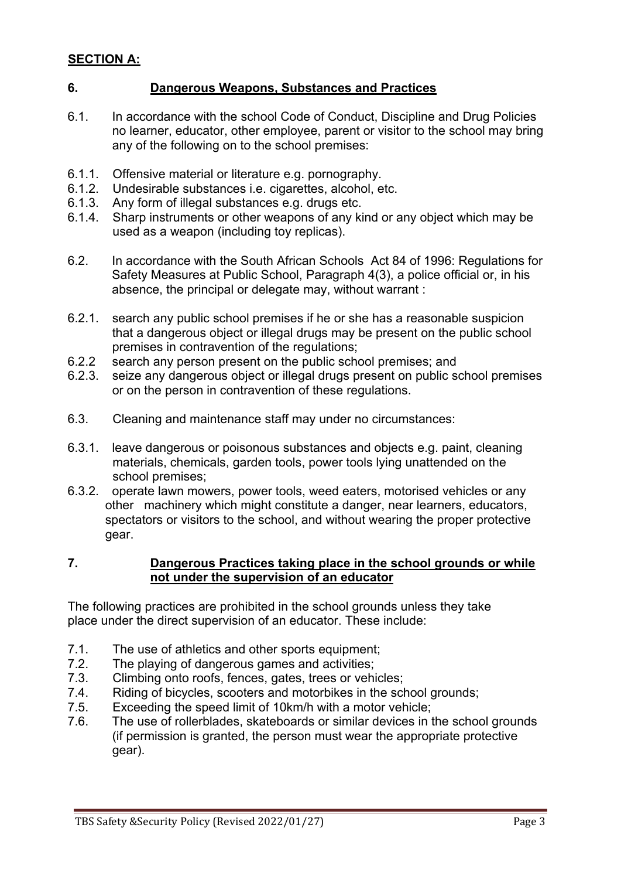**SECTION A:**

## 6. Dangerous Weapons, Substances and Practices

6.1. In accordance with the school Code of Conduct, Discipline and Drug Policies no learner, educator, other employee, parent or visitor to the school may bring any of the following on to the school premises:

6.1.1. Offensive material or literature e.g. pornography.
6.1.2. Undesirable substances i.e. cigarettes, alcohol, etc.
6.1.3. Any form of illegal substances e.g. drugs etc.
6.1.4. Sharp instruments or other weapons of any kind or any object which may be used as a weapon (including toy replicas).

6.2. In accordance with the South African Schools Act 84 of 1996: Regulations for Safety Measures at Public School, Paragraph 4(3), a police official or, in his absence, the principal or delegate may, without warrant :

6.2.1. search any public school premises if he or she has a reasonable suspicion that a dangerous object or illegal drugs may be present on the public school premises in contravention of the regulations;
6.2.2 search any person present on the public school premises; and
6.2.3. seize any dangerous object or illegal drugs present on public school premises or on the person in contravention of these regulations.

6.3. Cleaning and maintenance staff may under no circumstances:

6.3.1. leave dangerous or poisonous substances and objects e.g. paint, cleaning materials, chemicals, garden tools, power tools lying unattended on the school premises;
6.3.2. operate lawn mowers, power tools, weed eaters, motorised vehicles or any other machinery which might constitute a danger, near learners, educators, spectators or visitors to the school, and without wearing the proper protective gear.

## 7. Dangerous Practices taking place in the school grounds or while not under the supervision of an educator

The following practices are prohibited in the school grounds unless they take place under the direct supervision of an educator. These include:

7.1. The use of athletics and other sports equipment;
7.2. The playing of dangerous games and activities;
7.3. Climbing onto roofs, fences, gates, trees or vehicles;
7.4. Riding of bicycles, scooters and motorbikes in the school grounds;
7.5. Exceeding the speed limit of 10km/h with a motor vehicle;
7.6. The use of rollerblades, skateboards or similar devices in the school grounds (if permission is granted, the person must wear the appropriate protective gear).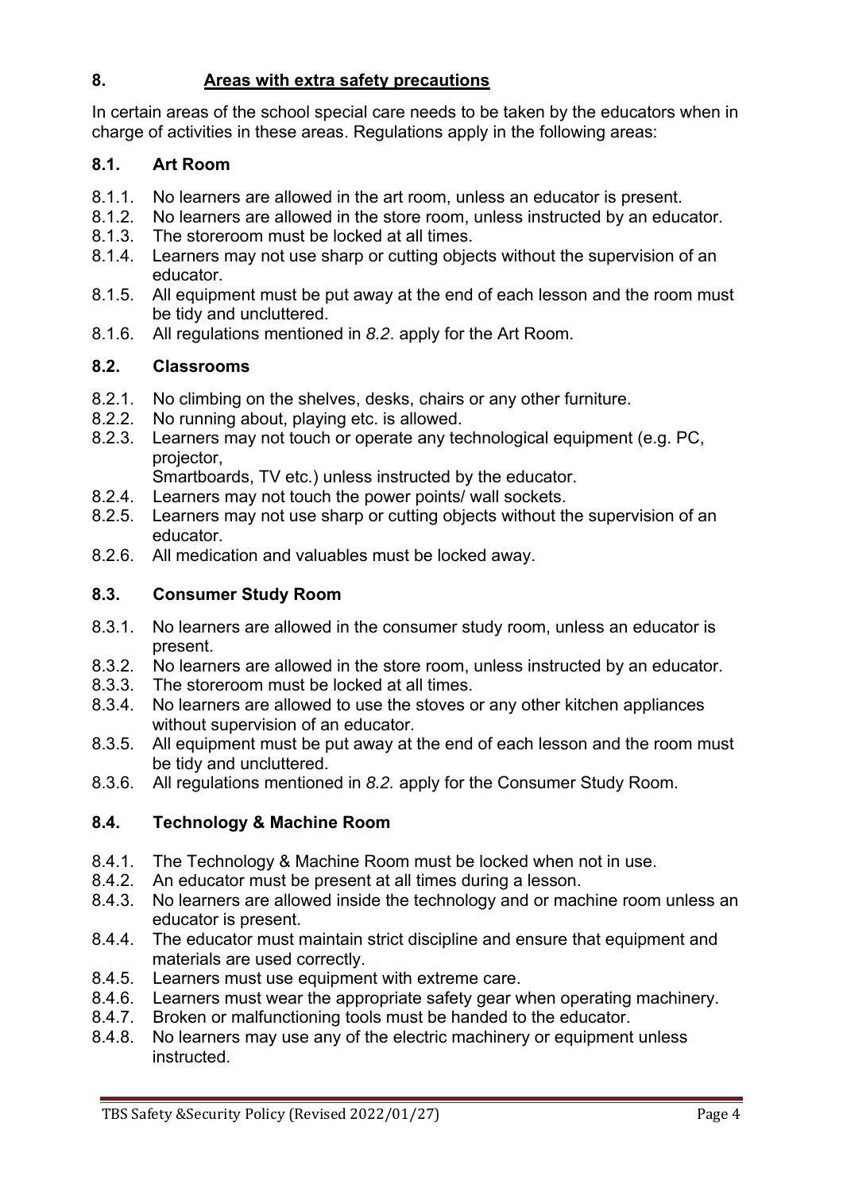## 8. Areas with extra safety precautions

In certain areas of the school special care needs to be taken by the educators when in charge of activities in these areas. Regulations apply in the following areas:

### 8.1. Art Room

8.1.1. No learners are allowed in the art room, unless an educator is present.
8.1.2. No learners are allowed in the store room, unless instructed by an educator.
8.1.3. The storeroom must be locked at all times.
8.1.4. Learners may not use sharp or cutting objects without the supervision of an educator.
8.1.5. All equipment must be put away at the end of each lesson and the room must be tidy and uncluttered.
8.1.6. All regulations mentioned in *8.2*. apply for the Art Room.

### 8.2. Classrooms

8.2.1. No climbing on the shelves, desks, chairs or any other furniture.
8.2.2. No running about, playing etc. is allowed.
8.2.3. Learners may not touch or operate any technological equipment (e.g. PC, projector,
Smartboards, TV etc.) unless instructed by the educator.
8.2.4. Learners may not touch the power points/ wall sockets.
8.2.5. Learners may not use sharp or cutting objects without the supervision of an educator.
8.2.6. All medication and valuables must be locked away.

### 8.3. Consumer Study Room

8.3.1. No learners are allowed in the consumer study room, unless an educator is present.
8.3.2. No learners are allowed in the store room, unless instructed by an educator.
8.3.3. The storeroom must be locked at all times.
8.3.4. No learners are allowed to use the stoves or any other kitchen appliances without supervision of an educator.
8.3.5. All equipment must be put away at the end of each lesson and the room must be tidy and uncluttered.
8.3.6. All regulations mentioned in *8.2.* apply for the Consumer Study Room.

### 8.4. Technology & Machine Room

8.4.1. The Technology & Machine Room must be locked when not in use.
8.4.2. An educator must be present at all times during a lesson.
8.4.3. No learners are allowed inside the technology and or machine room unless an educator is present.
8.4.4. The educator must maintain strict discipline and ensure that equipment and materials are used correctly.
8.4.5. Learners must use equipment with extreme care.
8.4.6. Learners must wear the appropriate safety gear when operating machinery.
8.4.7. Broken or malfunctioning tools must be handed to the educator.
8.4.8. No learners may use any of the electric machinery or equipment unless instructed.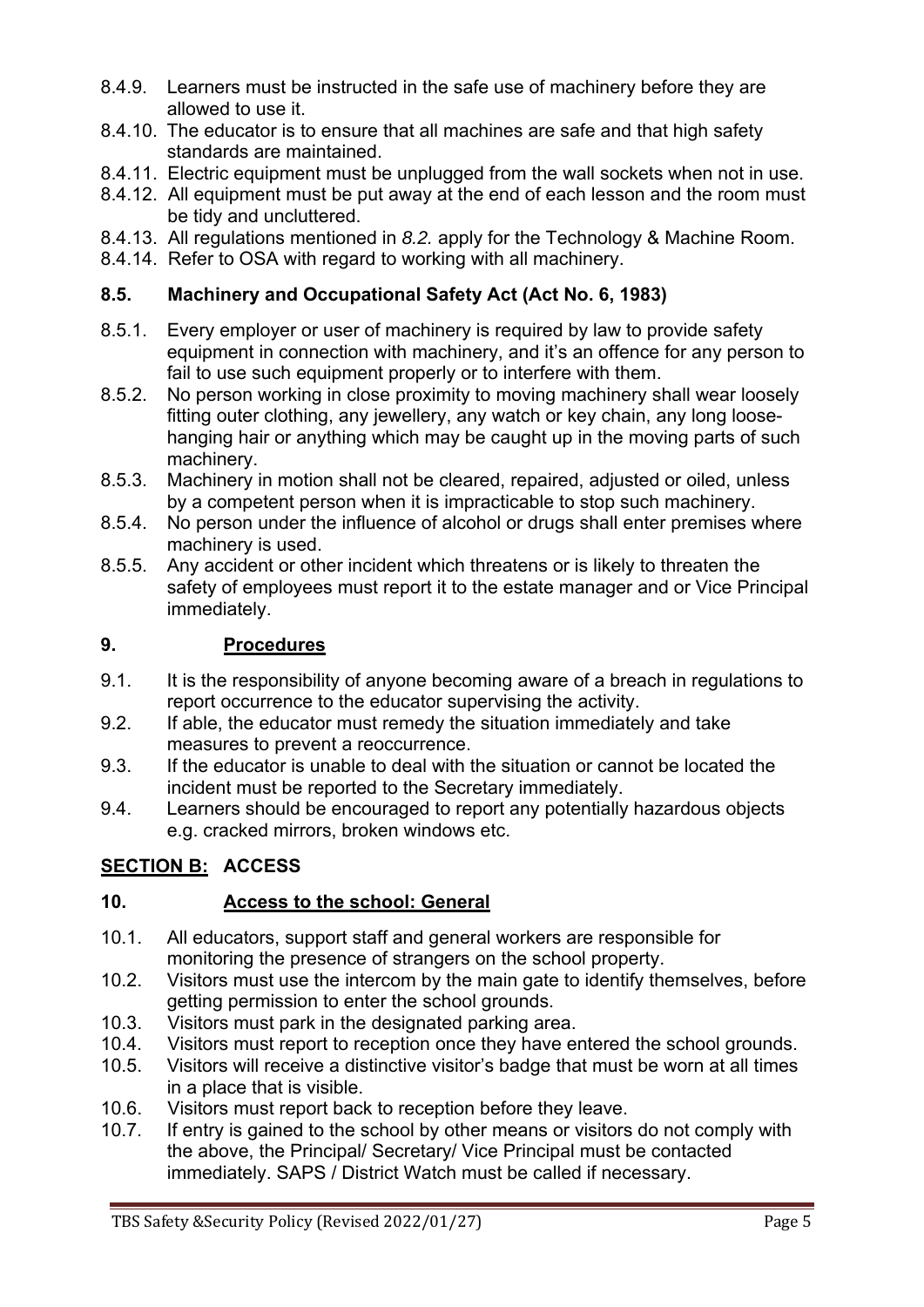8.4.9. Learners must be instructed in the safe use of machinery before they are allowed to use it.

8.4.10. The educator is to ensure that all machines are safe and that high safety standards are maintained.

8.4.11. Electric equipment must be unplugged from the wall sockets when not in use.

8.4.12. All equipment must be put away at the end of each lesson and the room must be tidy and uncluttered.

8.4.13. All regulations mentioned in *8.2.* apply for the Technology & Machine Room.

8.4.14. Refer to OSA with regard to working with all machinery.

### 8.5. Machinery and Occupational Safety Act (Act No. 6, 1983)

8.5.1. Every employer or user of machinery is required by law to provide safety equipment in connection with machinery, and it's an offence for any person to fail to use such equipment properly or to interfere with them.

8.5.2. No person working in close proximity to moving machinery shall wear loosely fitting outer clothing, any jewellery, any watch or key chain, any long loose-hanging hair or anything which may be caught up in the moving parts of such machinery.

8.5.3. Machinery in motion shall not be cleared, repaired, adjusted or oiled, unless by a competent person when it is impracticable to stop such machinery.

8.5.4. No person under the influence of alcohol or drugs shall enter premises where machinery is used.

8.5.5. Any accident or other incident which threatens or is likely to threaten the safety of employees must report it to the estate manager and or Vice Principal immediately.

## 9. Procedures

9.1. It is the responsibility of anyone becoming aware of a breach in regulations to report occurrence to the educator supervising the activity.

9.2. If able, the educator must remedy the situation immediately and take measures to prevent a reoccurrence.

9.3. If the educator is unable to deal with the situation or cannot be located the incident must be reported to the Secretary immediately.

9.4. Learners should be encouraged to report any potentially hazardous objects e.g. cracked mirrors, broken windows etc.

## SECTION B: ACCESS

## 10. Access to the school: General

10.1. All educators, support staff and general workers are responsible for monitoring the presence of strangers on the school property.

10.2. Visitors must use the intercom by the main gate to identify themselves, before getting permission to enter the school grounds.

10.3. Visitors must park in the designated parking area.

10.4. Visitors must report to reception once they have entered the school grounds.

10.5. Visitors will receive a distinctive visitor's badge that must be worn at all times in a place that is visible.

10.6. Visitors must report back to reception before they leave.

10.7. If entry is gained to the school by other means or visitors do not comply with the above, the Principal/ Secretary/ Vice Principal must be contacted immediately. SAPS / District Watch must be called if necessary.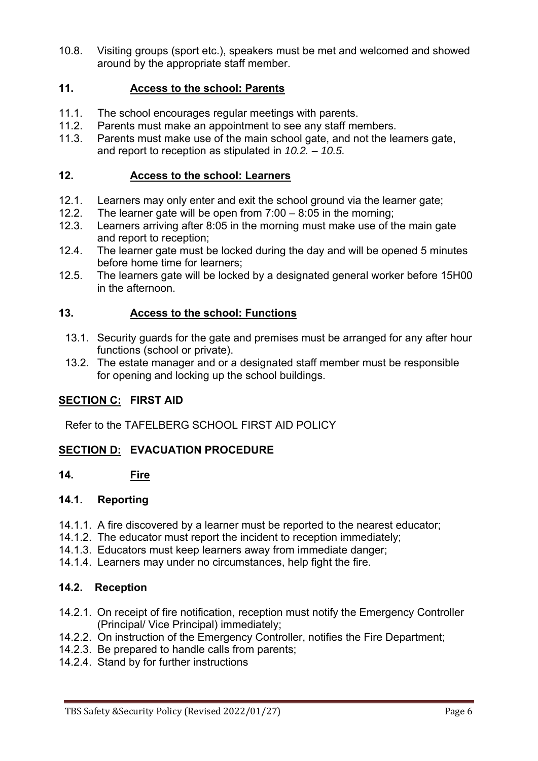10.8. Visiting groups (sport etc.), speakers must be met and welcomed and showed around by the appropriate staff member.

## 11. Access to the school: Parents

11.1. The school encourages regular meetings with parents.
11.2. Parents must make an appointment to see any staff members.
11.3. Parents must make use of the main school gate, and not the learners gate, and report to reception as stipulated in *10.2. – 10.5.*

## 12. Access to the school: Learners

12.1. Learners may only enter and exit the school ground via the learner gate;
12.2. The learner gate will be open from 7:00 – 8:05 in the morning;
12.3. Learners arriving after 8:05 in the morning must make use of the main gate and report to reception;
12.4. The learner gate must be locked during the day and will be opened 5 minutes before home time for learners;
12.5. The learners gate will be locked by a designated general worker before 15H00 in the afternoon.

## 13. Access to the school: Functions

13.1. Security guards for the gate and premises must be arranged for any after hour functions (school or private).
13.2. The estate manager and or a designated staff member must be responsible for opening and locking up the school buildings.

## SECTION C: FIRST AID

Refer to the TAFELBERG SCHOOL FIRST AID POLICY

## SECTION D: EVACUATION PROCEDURE

## 14. Fire

### 14.1. Reporting

14.1.1. A fire discovered by a learner must be reported to the nearest educator;
14.1.2. The educator must report the incident to reception immediately;
14.1.3. Educators must keep learners away from immediate danger;
14.1.4. Learners may under no circumstances, help fight the fire.

### 14.2. Reception

14.2.1. On receipt of fire notification, reception must notify the Emergency Controller (Principal/ Vice Principal) immediately;
14.2.2. On instruction of the Emergency Controller, notifies the Fire Department;
14.2.3. Be prepared to handle calls from parents;
14.2.4. Stand by for further instructions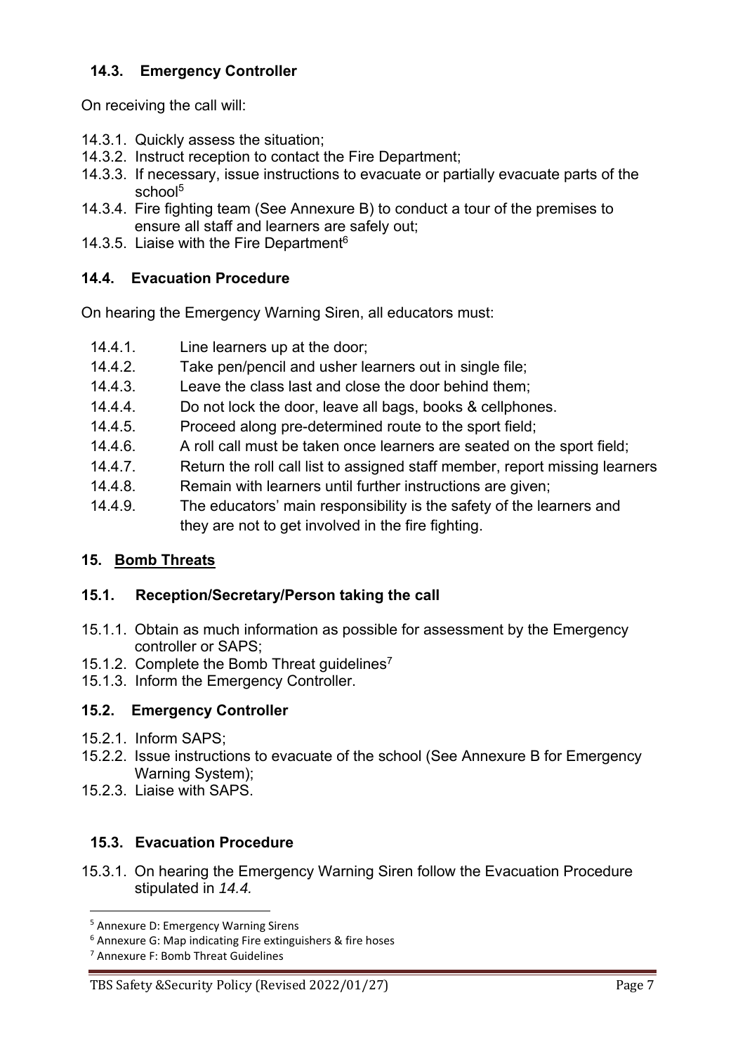### 14.3. Emergency Controller

On receiving the call will:

14.3.1. Quickly assess the situation;
14.3.2. Instruct reception to contact the Fire Department;
14.3.3. If necessary, issue instructions to evacuate or partially evacuate parts of the school[5]
14.3.4. Fire fighting team (See Annexure B) to conduct a tour of the premises to ensure all staff and learners are safely out;
14.3.5. Liaise with the Fire Department[6]

### 14.4. Evacuation Procedure

On hearing the Emergency Warning Siren, all educators must:

14.4.1. Line learners up at the door;
14.4.2. Take pen/pencil and usher learners out in single file;
14.4.3. Leave the class last and close the door behind them;
14.4.4. Do not lock the door, leave all bags, books & cellphones.
14.4.5. Proceed along pre-determined route to the sport field;
14.4.6. A roll call must be taken once learners are seated on the sport field;
14.4.7. Return the roll call list to assigned staff member, report missing learners
14.4.8. Remain with learners until further instructions are given;
14.4.9. The educators' main responsibility is the safety of the learners and they are not to get involved in the fire fighting.

## 15. Bomb Threats

### 15.1. Reception/Secretary/Person taking the call

15.1.1. Obtain as much information as possible for assessment by the Emergency controller or SAPS;
15.1.2. Complete the Bomb Threat guidelines[7]
15.1.3. Inform the Emergency Controller.

### 15.2. Emergency Controller

15.2.1. Inform SAPS;
15.2.2. Issue instructions to evacuate of the school (See Annexure B for Emergency Warning System);
15.2.3. Liaise with SAPS.

### 15.3. Evacuation Procedure

15.3.1. On hearing the Emergency Warning Siren follow the Evacuation Procedure stipulated in *14.4.*

---

[5] Annexure D: Emergency Warning Sirens
[6] Annexure G: Map indicating Fire extinguishers & fire hoses
[7] Annexure F: Bomb Threat Guidelines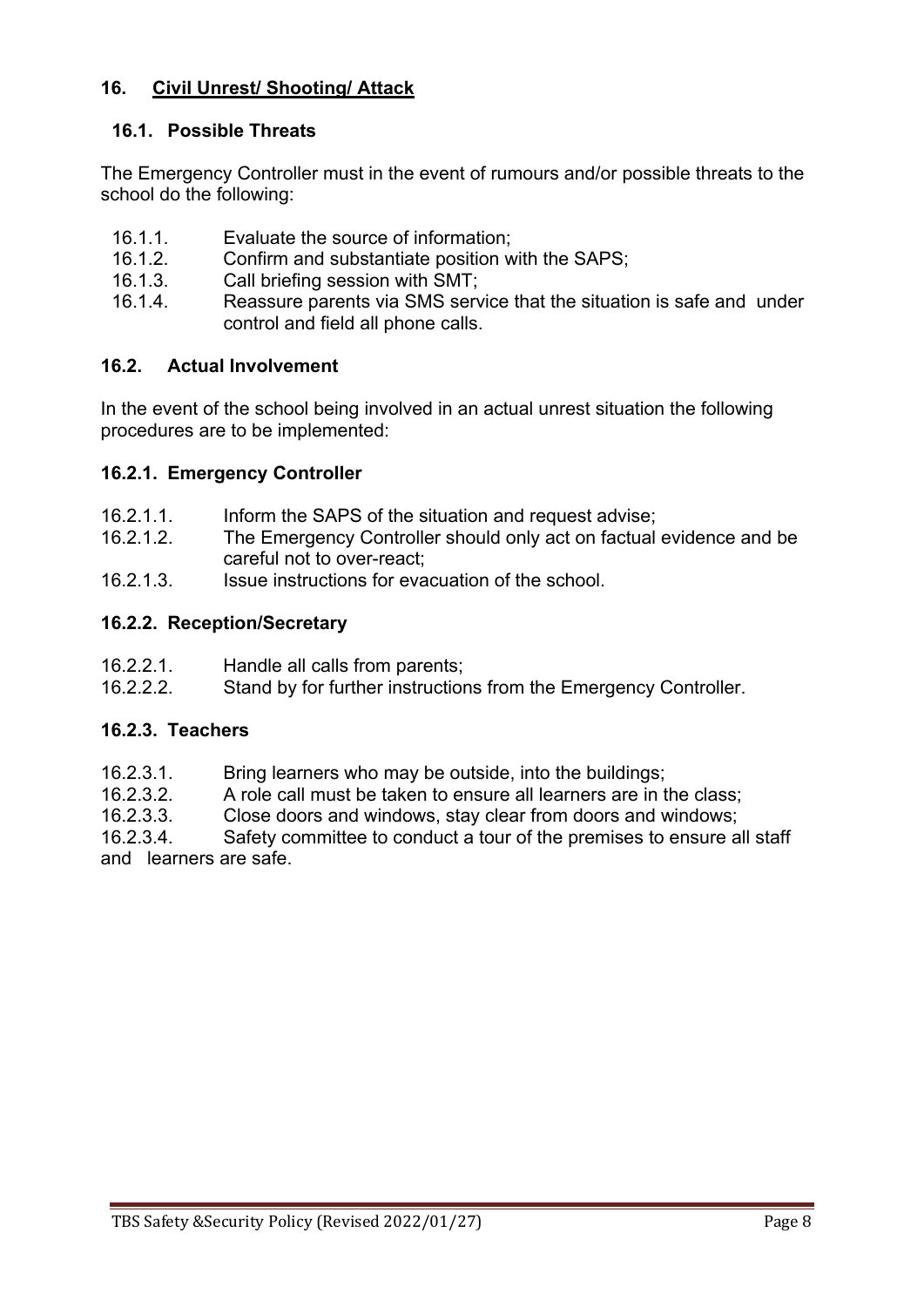## 16. Civil Unrest/ Shooting/ Attack

### 16.1. Possible Threats

The Emergency Controller must in the event of rumours and/or possible threats to the school do the following:

- 16.1.1. Evaluate the source of information;
- 16.1.2. Confirm and substantiate position with the SAPS;
- 16.1.3. Call briefing session with SMT;
- 16.1.4. Reassure parents via SMS service that the situation is safe and under control and field all phone calls.

### 16.2. Actual Involvement

In the event of the school being involved in an actual unrest situation the following procedures are to be implemented:

#### 16.2.1. Emergency Controller

- 16.2.1.1. Inform the SAPS of the situation and request advise;
- 16.2.1.2. The Emergency Controller should only act on factual evidence and be careful not to over-react;
- 16.2.1.3. Issue instructions for evacuation of the school.

#### 16.2.2. Reception/Secretary

- 16.2.2.1. Handle all calls from parents;
- 16.2.2.2. Stand by for further instructions from the Emergency Controller.

#### 16.2.3. Teachers

- 16.2.3.1. Bring learners who may be outside, into the buildings;
- 16.2.3.2. A role call must be taken to ensure all learners are in the class;
- 16.2.3.3. Close doors and windows, stay clear from doors and windows;
- 16.2.3.4. Safety committee to conduct a tour of the premises to ensure all staff and learners are safe.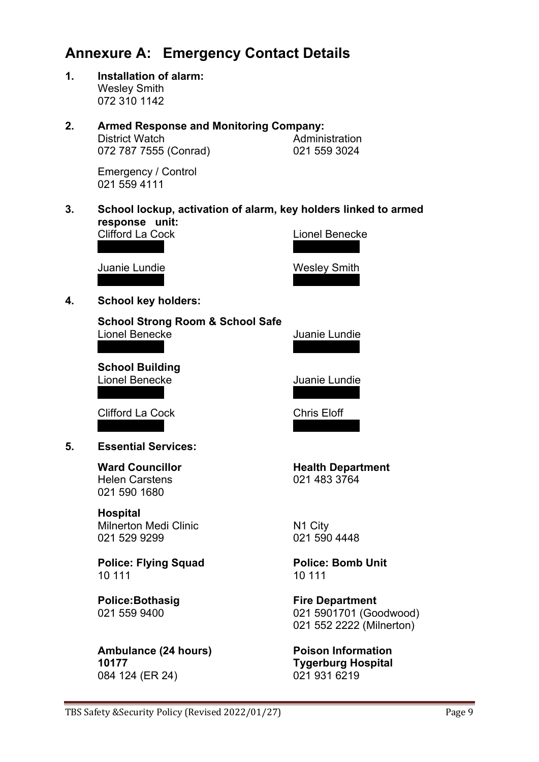# Annexure A: Emergency Contact Details

**1. Installation of alarm:**

Wesley Smith
072 310 1142

**2. Armed Response and Monitoring Company:**

District Watch
072 787 7555 (Conrad)

Administration
021 559 3024

Emergency / Control
021 559 4111

**3. School lockup, activation of alarm, key holders linked to armed response unit:**

Clifford La Cock

Lionel Benecke

Juanie Lundie

Wesley Smith

**4. School key holders:**

**School Strong Room & School Safe**

Lionel Benecke

Juanie Lundie

**School Building**

Lionel Benecke

Juanie Lundie

Clifford La Cock

Chris Eloff

**5. Essential Services:**

**Ward Councillor**
Helen Carstens
021 590 1680

**Health Department**
021 483 3764

**Hospital**
Milnerton Medi Clinic
021 529 9299

N1 City
021 590 4448

**Police: Flying Squad**
10 111

**Police: Bomb Unit**
10 111

**Police:Bothasig**
021 559 9400

**Fire Department**
021 5901701 (Goodwood)
021 552 2222 (Milnerton)

**Ambulance (24 hours)**
**10177**
084 124 (ER 24)

**Poison Information**
**Tygerburg Hospital**
021 931 6219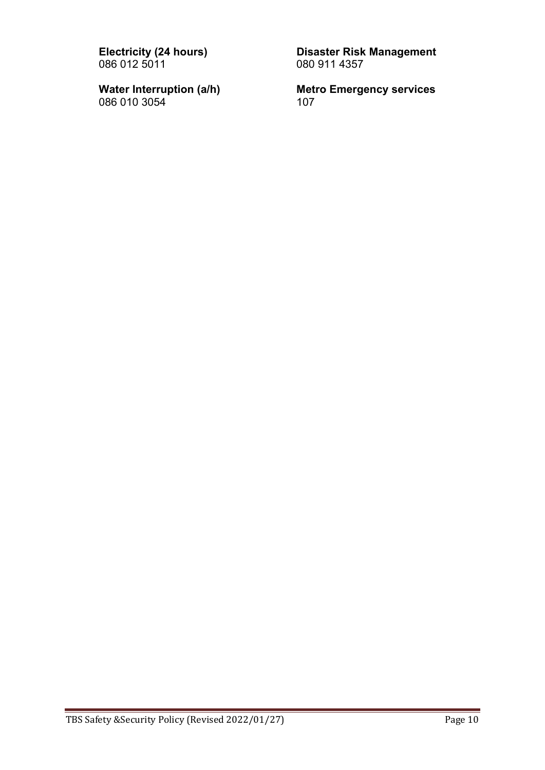**Electricity (24 hours)**
086 012 5011

**Water Interruption (a/h)**
086 010 3054

**Disaster Risk Management**
080 911 4357

**Metro Emergency services**
107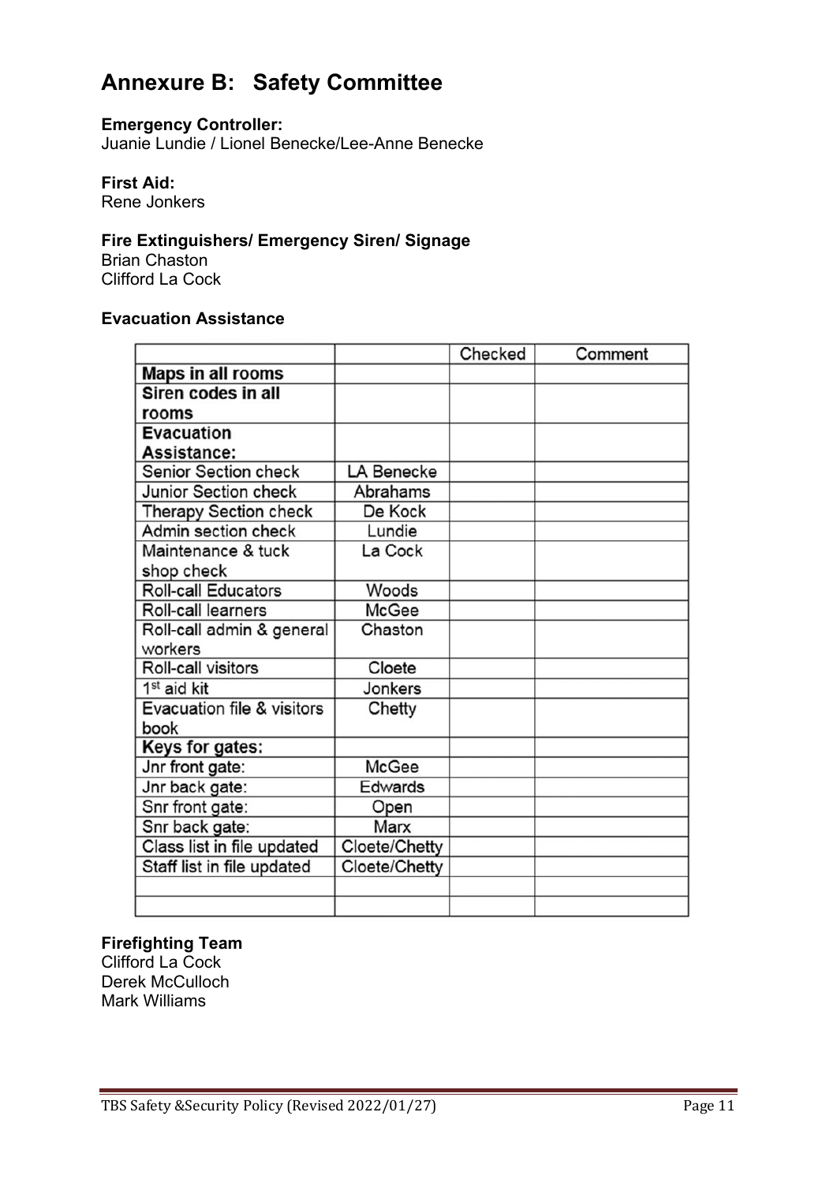# Annexure B: Safety Committee

**Emergency Controller:**
Juanie Lundie / Lionel Benecke/Lee-Anne Benecke

**First Aid:**
Rene Jonkers

**Fire Extinguishers/ Emergency Siren/ Signage**
Brian Chaston
Clifford La Cock

**Evacuation Assistance**

| | | Checked | Comment |
|---|---|---|---|
| **Maps in all rooms** | | | |
| **Siren codes in all rooms** | | | |
| **Evacuation Assistance:** | | | |
| Senior Section check | LA Benecke | | |
| Junior Section check | Abrahams | | |
| Therapy Section check | De Kock | | |
| Admin section check | Lundie | | |
| Maintenance & tuck shop check | La Cock | | |
| Roll-call Educators | Woods | | |
| Roll-call learners | McGee | | |
| Roll-call admin & general workers | Chaston | | |
| Roll-call visitors | Cloete | | |
| 1st aid kit | Jonkers | | |
| Evacuation file & visitors book | Chetty | | |
| **Keys for gates:** | | | |
| Jnr front gate: | McGee | | |
| Jnr back gate: | Edwards | | |
| Snr front gate: | Open | | |
| Snr back gate: | Marx | | |
| Class list in file updated | Cloete/Chetty | | |
| Staff list in file updated | Cloete/Chetty | | |
| | | | |
| | | | |

**Firefighting Team**
Clifford La Cock
Derek McCulloch
Mark Williams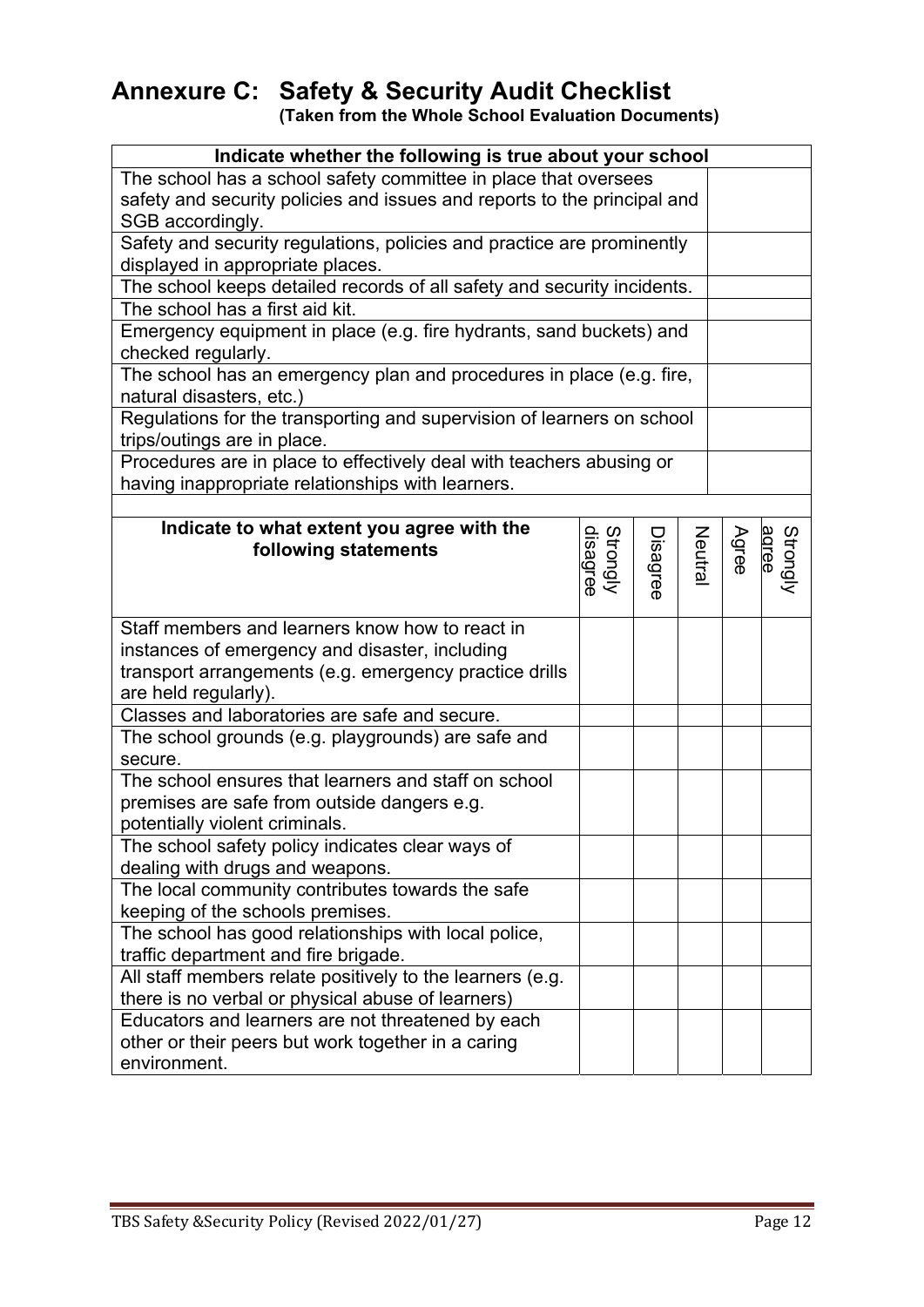# Annexure C: Safety & Security Audit Checklist

**(Taken from the Whole School Evaluation Documents)**

| Indicate whether the following is true about your school | |
|---|---|
| The school has a school safety committee in place that oversees safety and security policies and issues and reports to the principal and SGB accordingly. | |
| Safety and security regulations, policies and practice are prominently displayed in appropriate places. | |
| The school keeps detailed records of all safety and security incidents. | |
| The school has a first aid kit. | |
| Emergency equipment in place (e.g. fire hydrants, sand buckets) and checked regularly. | |
| The school has an emergency plan and procedures in place (e.g. fire, natural disasters, etc.) | |
| Regulations for the transporting and supervision of learners on school trips/outings are in place. | |
| Procedures are in place to effectively deal with teachers abusing or having inappropriate relationships with learners. | |

| Indicate to what extent you agree with the following statements | Strongly disagree | Disagree | Neutral | Agree | Strongly agree |
|---|---|---|---|---|---|
| Staff members and learners know how to react in instances of emergency and disaster, including transport arrangements (e.g. emergency practice drills are held regularly). | | | | | |
| Classes and laboratories are safe and secure. | | | | | |
| The school grounds (e.g. playgrounds) are safe and secure. | | | | | |
| The school ensures that learners and staff on school premises are safe from outside dangers e.g. potentially violent criminals. | | | | | |
| The school safety policy indicates clear ways of dealing with drugs and weapons. | | | | | |
| The local community contributes towards the safe keeping of the schools premises. | | | | | |
| The school has good relationships with local police, traffic department and fire brigade. | | | | | |
| All staff members relate positively to the learners (e.g. there is no verbal or physical abuse of learners) | | | | | |
| Educators and learners are not threatened by each other or their peers but work together in a caring environment. | | | | | |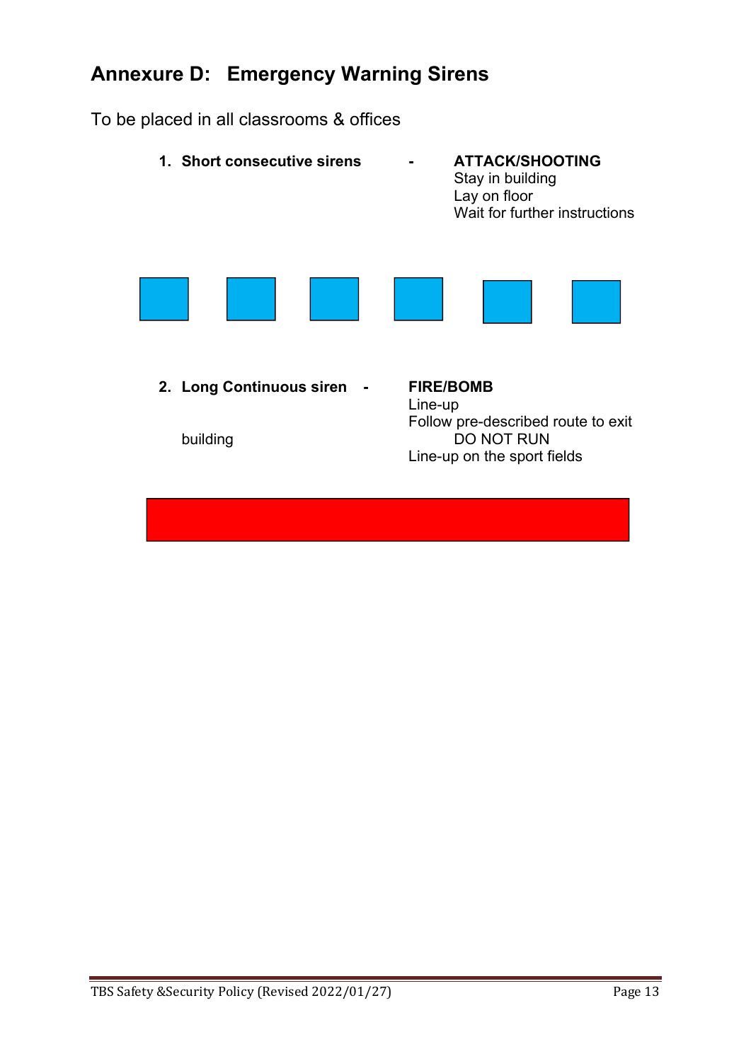## Annexure D: Emergency Warning Sirens

To be placed in all classrooms & offices

1. **Short consecutive sirens** - **ATTACK/SHOOTING**
   Stay in building
   Lay on floor
   Wait for further instructions

2. **Long Continuous siren** - **FIRE/BOMB**
   Line-up
   Follow pre-described route to exit building
   DO NOT RUN
   Line-up on the sport fields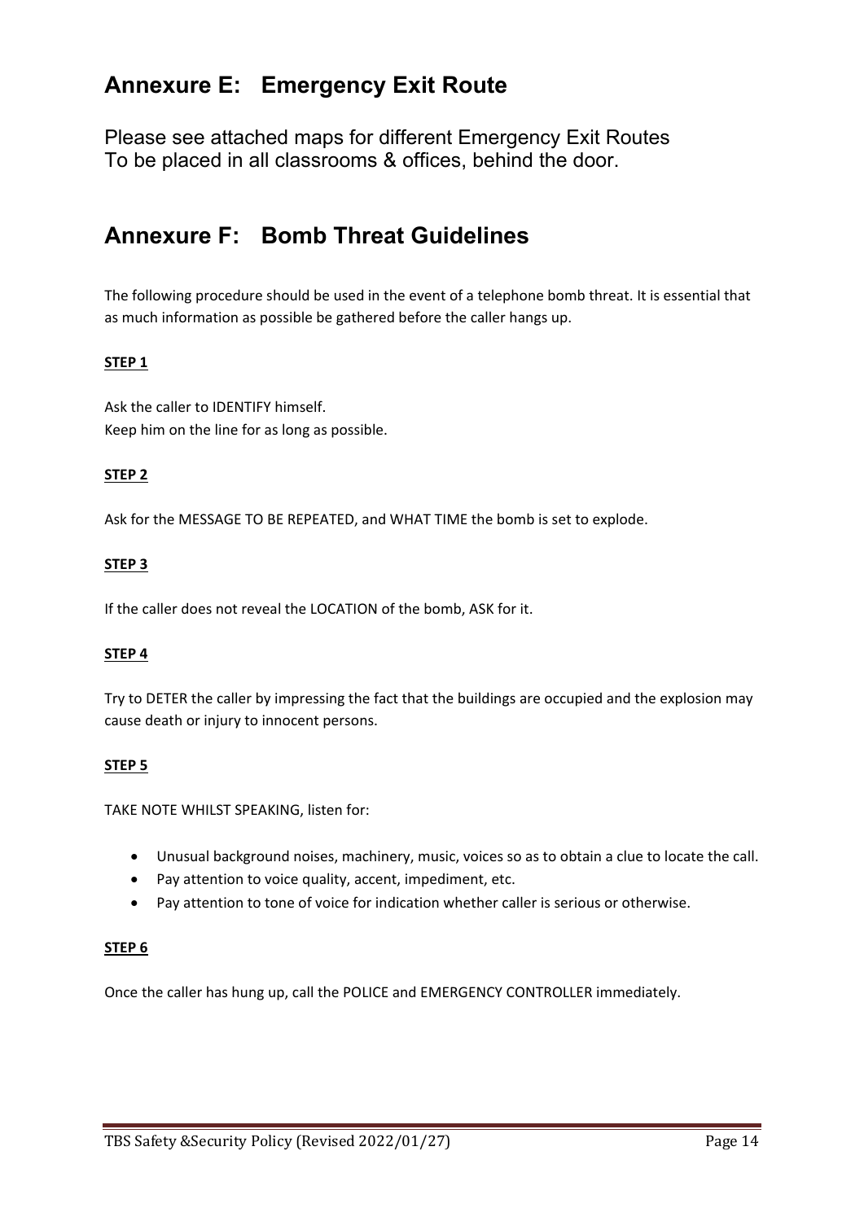## Annexure E: Emergency Exit Route

Please see attached maps for different Emergency Exit Routes
To be placed in all classrooms & offices, behind the door.

## Annexure F: Bomb Threat Guidelines

The following procedure should be used in the event of a telephone bomb threat. It is essential that as much information as possible be gathered before the caller hangs up.

**STEP 1**

Ask the caller to IDENTIFY himself.
Keep him on the line for as long as possible.

**STEP 2**

Ask for the MESSAGE TO BE REPEATED, and WHAT TIME the bomb is set to explode.

**STEP 3**

If the caller does not reveal the LOCATION of the bomb, ASK for it.

**STEP 4**

Try to DETER the caller by impressing the fact that the buildings are occupied and the explosion may cause death or injury to innocent persons.

**STEP 5**

TAKE NOTE WHILST SPEAKING, listen for:

- Unusual background noises, machinery, music, voices so as to obtain a clue to locate the call.
- Pay attention to voice quality, accent, impediment, etc.
- Pay attention to tone of voice for indication whether caller is serious or otherwise.

**STEP 6**

Once the caller has hung up, call the POLICE and EMERGENCY CONTROLLER immediately.